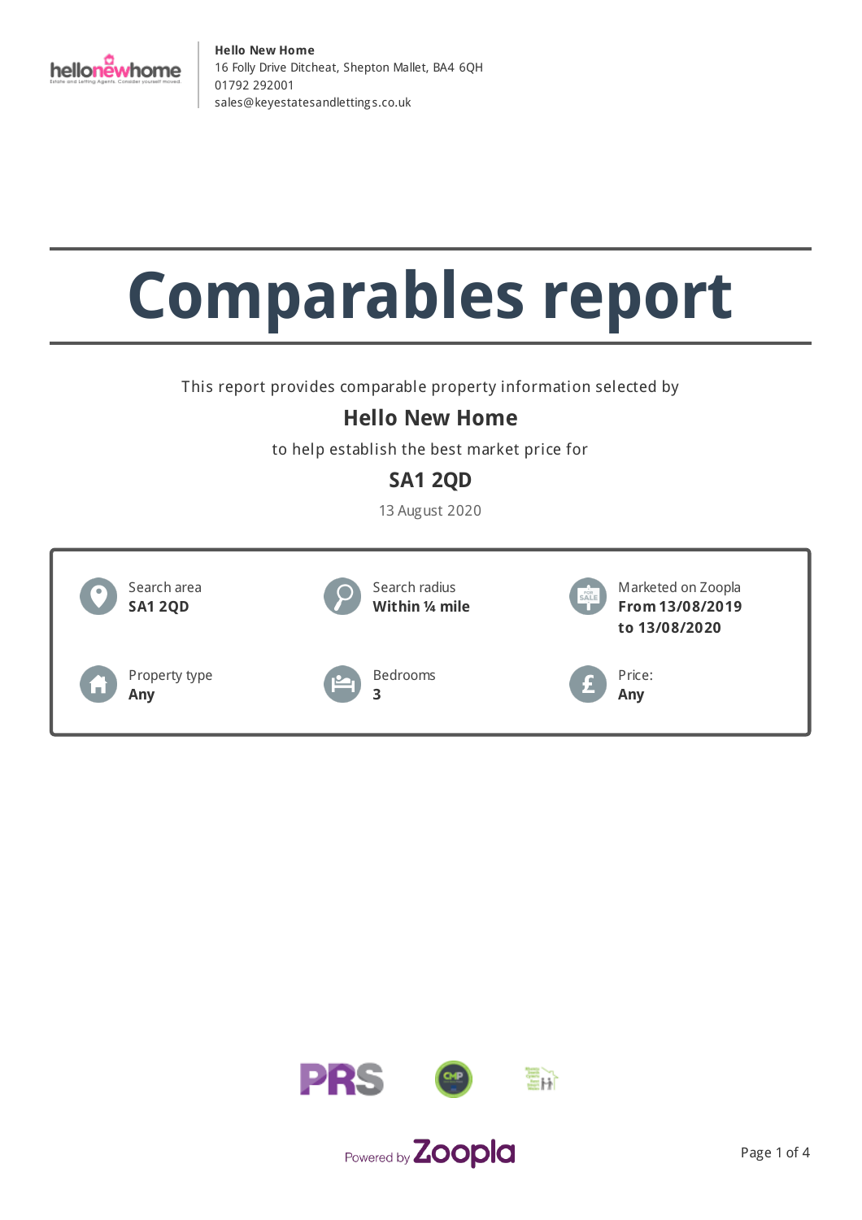**Hello New Home**
16 Folly Drive Ditcheat, Shepton Mallet, BA4 6QH
01792 292001
sales@keyestatesandlettings.co.uk

# Comparables report

This report provides comparable property information selected by

## Hello New Home

to help establish the best market price for

## SA1 2QD

13 August 2020

| | | |
|---|---|---|
| Search area **SA1 2QD** | Search radius **Within ¼ mile** | Marketed on Zoopla **From 13/08/2019 to 13/08/2020** |
| Property type **Any** | Bedrooms **3** | Price: **Any** |

Powered by Zoopla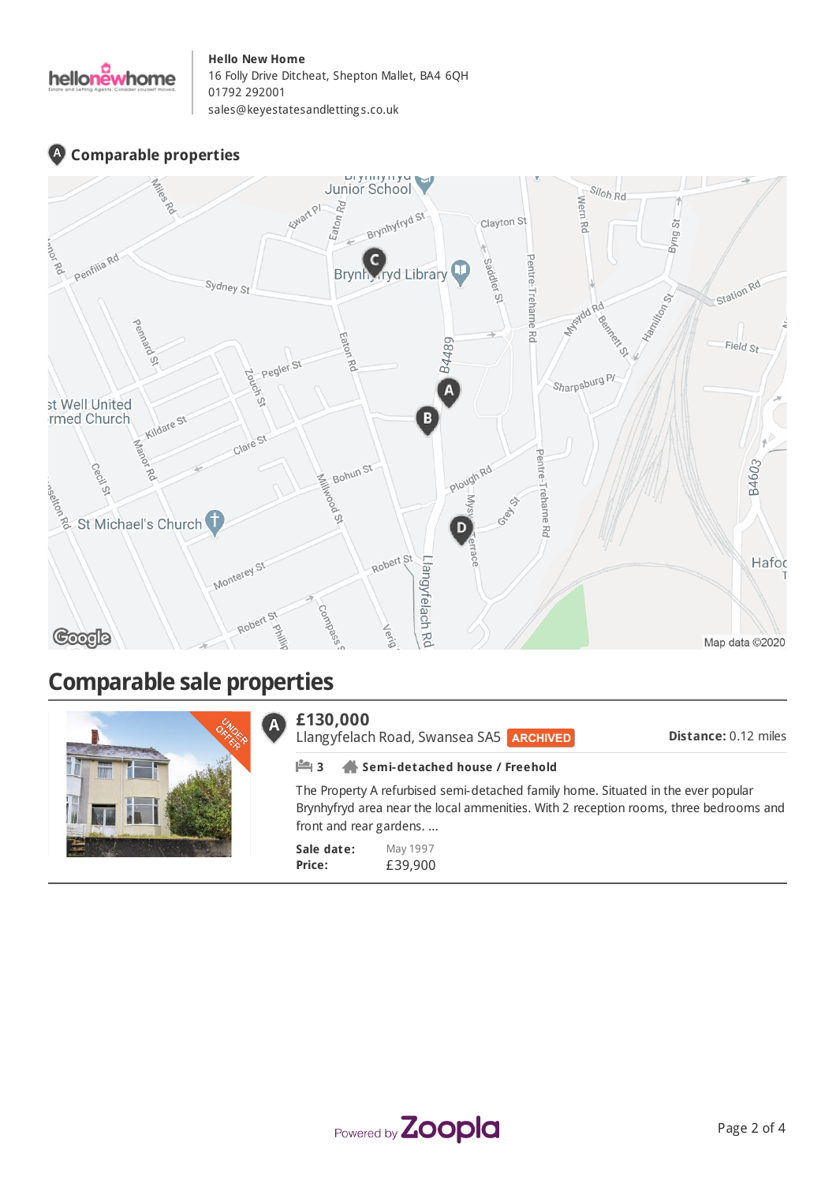**Hello New Home**
16 Folly Drive Ditcheat, Shepton Mallet, BA4 6QH
01792 292001
sales@keyestatesandlettings.co.uk

## Comparable properties

# Comparable sale properties

**A**

**£130,000**
Llangyfelach Road, Swansea SA5 ARCHIVED

**Distance:** 0.12 miles

3 **Semi-detached house / Freehold**

The Property A refurbised semi-detached family home. Situated in the ever popular Brynhyfryd area near the local ammenities. With 2 reception rooms, three bedrooms and front and rear gardens. ...

**Sale date:** May 1997
**Price:** £39,900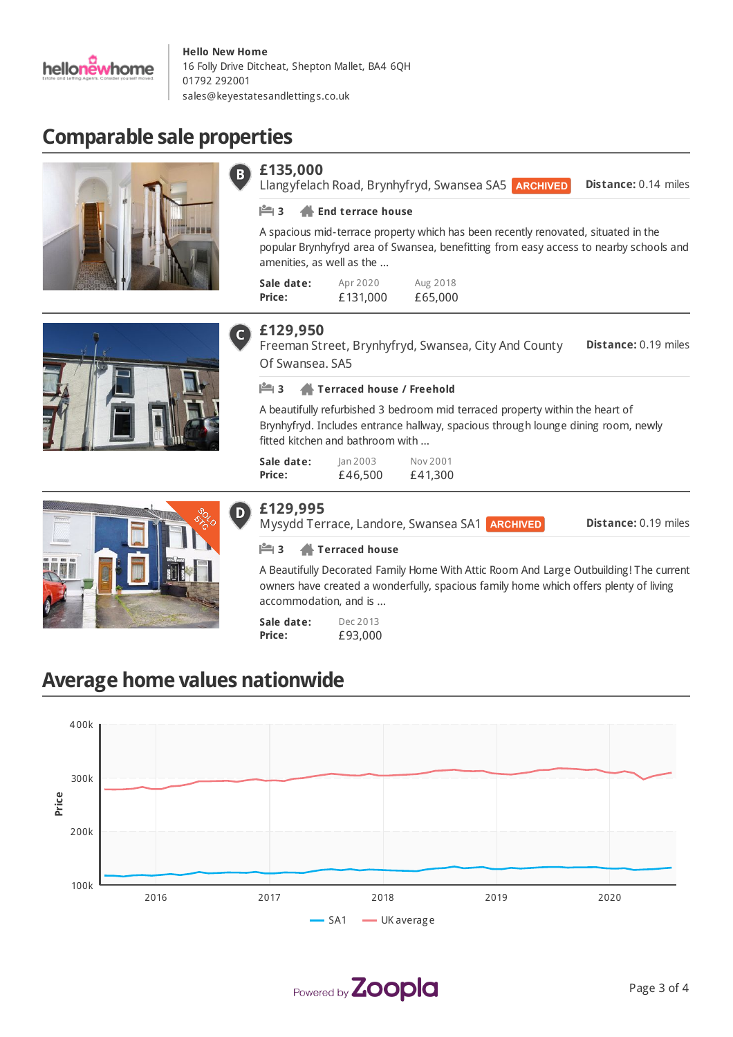**Hello New Home**
16 Folly Drive Ditcheat, Shepton Mallet, BA4 6QH
01792 292001
sales@keyestatesandlettings.co.uk

## Comparable sale properties

**B**

### £135,000

Llangyfelach Road, Brynhyfryd, Swansea SA5 **ARCHIVED**

**Distance:** 0.14 miles

3 | **End terrace house**

A spacious mid-terrace property which has been recently renovated, situated in the popular Brynhyfryd area of Swansea, benefitting from easy access to nearby schools and amenities, as well as the ...

| | | |
|---|---|---|
| **Sale date:** | Apr 2020 | Aug 2018 |
| **Price:** | £131,000 | £65,000 |

**C**

### £129,950

Freeman Street, Brynhyfryd, Swansea, City And County Of Swansea. SA5

**Distance:** 0.19 miles

3 | **Terraced house / Freehold**

A beautifully refurbished 3 bedroom mid terraced property within the heart of Brynhyfryd. Includes entrance hallway, spacious through lounge dining room, newly fitted kitchen and bathroom with ...

| | | |
|---|---|---|
| **Sale date:** | Jan 2003 | Nov 2001 |
| **Price:** | £46,500 | £41,300 |

**D**

### £129,995

Mysydd Terrace, Landore, Swansea SA1 **ARCHIVED**

**Distance:** 0.19 miles

3 | **Terraced house**

A Beautifully Decorated Family Home With Attic Room And Large Outbuilding! The current owners have created a wonderfully, spacious family home which offers plenty of living accommodation, and is ...

| | |
|---|---|
| **Sale date:** | Dec 2013 |
| **Price:** | £93,000 |

## Average home values nationwide

Price: 100k – 400k; 2016, 2017, 2018, 2019, 2020

SA1 — UK average

Powered by Zoopla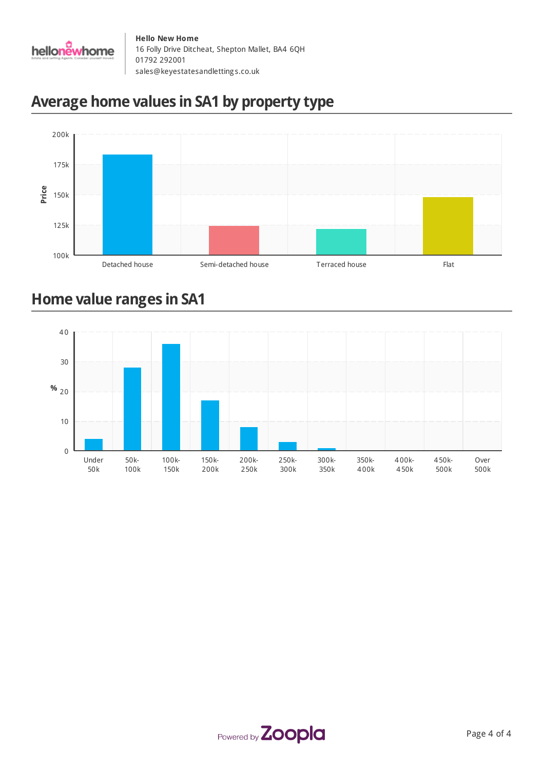**Hello New Home**
16 Folly Drive Ditcheat, Shepton Mallet, BA4 6QH
01792 292001
sales@keyestatesandlettings.co.uk

## Average home values in SA1 by property type

Price

200k
175k
150k
125k
100k

Detached house
Semi-detached house
Terraced house
Flat

## Home value ranges in SA1

%

40
30
20
10
0

Under 50k
50k-100k
100k-150k
150k-200k
200k-250k
250k-300k
300k-350k
350k-400k
400k-450k
450k-500k
Over 500k

Powered by Zoopla